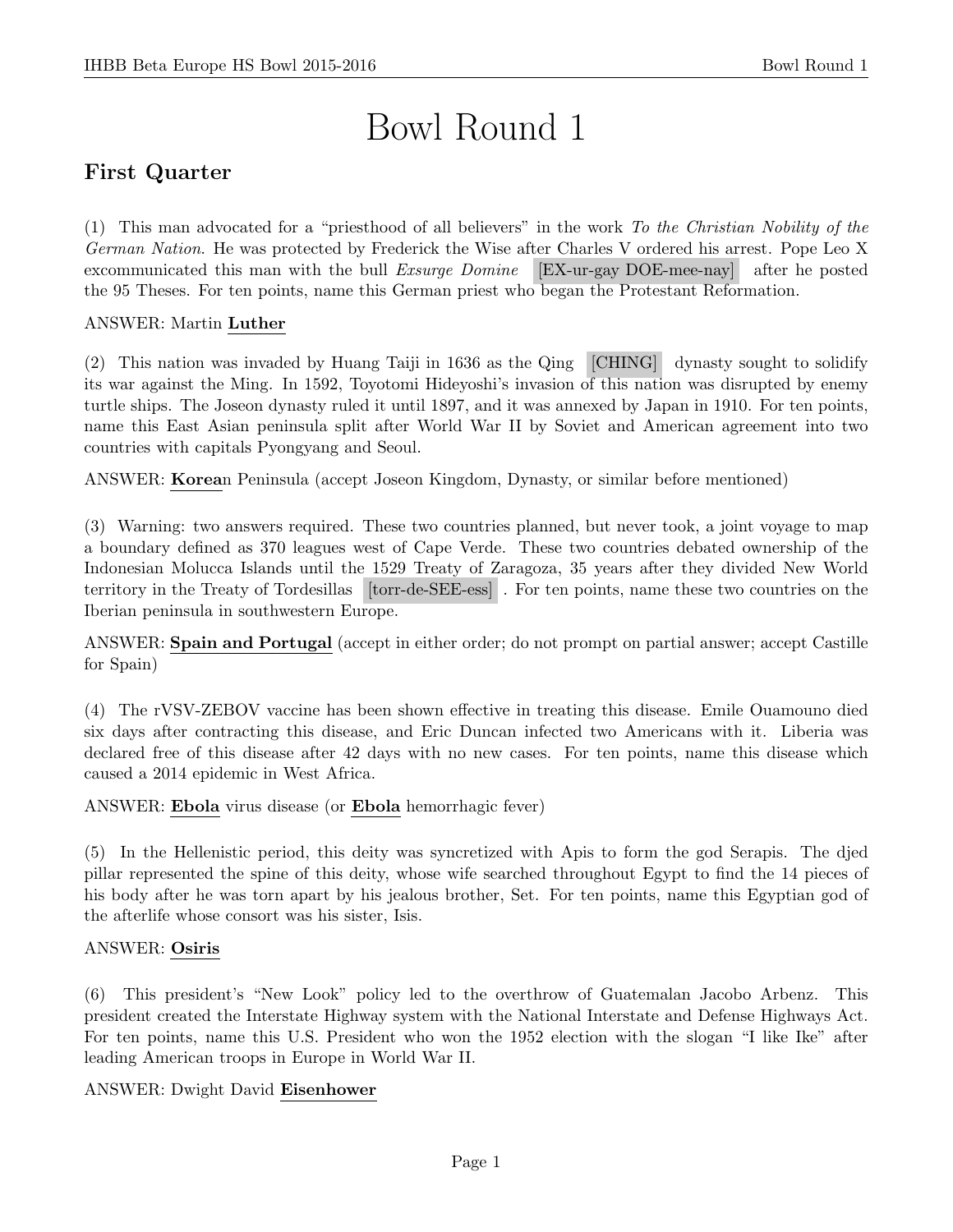# Bowl Round 1

## First Quarter

(1) This man advocated for a "priesthood of all believers" in the work *To the Christian Nobility of the German Nation*. He was protected by Frederick the Wise after Charles V ordered his arrest. Pope Leo X excommunicated this man with the bull *Exsurge Domine* [EX-ur-gay DOE-mee-nay] after he posted the 95 Theses. For ten points, name this German priest who began the Protestant Reformation.

ANSWER: Martin **Luther**

(2) This nation was invaded by Huang Taiji in 1636 as the Qing [CHING] dynasty sought to solidify its war against the Ming. In 1592, Toyotomi Hideyoshi's invasion of this nation was disrupted by enemy turtle ships. The Joseon dynasty ruled it until 1897, and it was annexed by Japan in 1910. For ten points, name this East Asian peninsula split after World War II by Soviet and American agreement into two countries with capitals Pyongyang and Seoul.

ANSWER: **Korea**n Peninsula (accept Joseon Kingdom, Dynasty, or similar before mentioned)

(3) Warning: two answers required. These two countries planned, but never took, a joint voyage to map a boundary defined as 370 leagues west of Cape Verde. These two countries debated ownership of the Indonesian Molucca Islands until the 1529 Treaty of Zaragoza, 35 years after they divided New World territory in the Treaty of Tordesillas [torr-de-SEE-ess]. For ten points, name these two countries on the Iberian peninsula in southwestern Europe.

ANSWER: **Spain and Portugal** (accept in either order; do not prompt on partial answer; accept Castille for Spain)

(4) The rVSV-ZEBOV vaccine has been shown effective in treating this disease. Emile Ouamouno died six days after contracting this disease, and Eric Duncan infected two Americans with it. Liberia was declared free of this disease after 42 days with no new cases. For ten points, name this disease which caused a 2014 epidemic in West Africa.

ANSWER: **Ebola** virus disease (or **Ebola** hemorrhagic fever)

(5) In the Hellenistic period, this deity was syncretized with Apis to form the god Serapis. The djed pillar represented the spine of this deity, whose wife searched throughout Egypt to find the 14 pieces of his body after he was torn apart by his jealous brother, Set. For ten points, name this Egyptian god of the afterlife whose consort was his sister, Isis.

ANSWER: **Osiris**

(6) This president's "New Look" policy led to the overthrow of Guatemalan Jacobo Arbenz. This president created the Interstate Highway system with the National Interstate and Defense Highways Act. For ten points, name this U.S. President who won the 1952 election with the slogan "I like Ike" after leading American troops in Europe in World War II.

ANSWER: Dwight David **Eisenhower**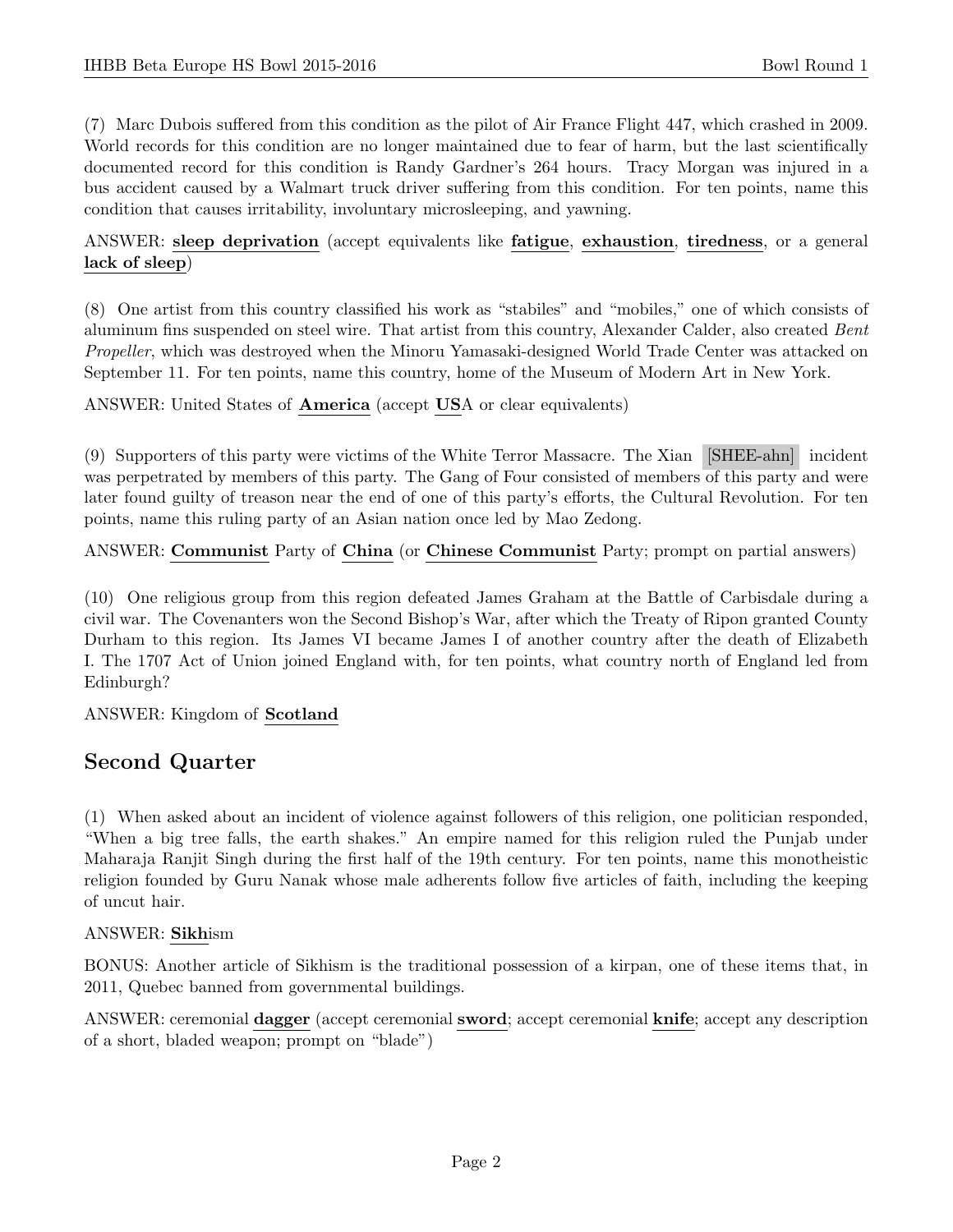(7) Marc Dubois suffered from this condition as the pilot of Air France Flight 447, which crashed in 2009. World records for this condition are no longer maintained due to fear of harm, but the last scientifically documented record for this condition is Randy Gardner's 264 hours. Tracy Morgan was injured in a bus accident caused by a Walmart truck driver suffering from this condition. For ten points, name this condition that causes irritability, involuntary microsleeping, and yawning.

ANSWER: **sleep deprivation** (accept equivalents like **fatigue**, **exhaustion**, **tiredness**, or a general **lack of sleep**)

(8) One artist from this country classified his work as "stabiles" and "mobiles," one of which consists of aluminum fins suspended on steel wire. That artist from this country, Alexander Calder, also created *Bent Propeller*, which was destroyed when the Minoru Yamasaki-designed World Trade Center was attacked on September 11. For ten points, name this country, home of the Museum of Modern Art in New York.

ANSWER: United States of **America** (accept **US**A or clear equivalents)

(9) Supporters of this party were victims of the White Terror Massacre. The Xian [SHEE-ahn] incident was perpetrated by members of this party. The Gang of Four consisted of members of this party and were later found guilty of treason near the end of one of this party's efforts, the Cultural Revolution. For ten points, name this ruling party of an Asian nation once led by Mao Zedong.

ANSWER: **Communist** Party of **China** (or **Chinese Communist** Party; prompt on partial answers)

(10) One religious group from this region defeated James Graham at the Battle of Carbisdale during a civil war. The Covenanters won the Second Bishop's War, after which the Treaty of Ripon granted County Durham to this region. Its James VI became James I of another country after the death of Elizabeth I. The 1707 Act of Union joined England with, for ten points, what country north of England led from Edinburgh?

ANSWER: Kingdom of **Scotland**

## Second Quarter

(1) When asked about an incident of violence against followers of this religion, one politician responded, "When a big tree falls, the earth shakes." An empire named for this religion ruled the Punjab under Maharaja Ranjit Singh during the first half of the 19th century. For ten points, name this monotheistic religion founded by Guru Nanak whose male adherents follow five articles of faith, including the keeping of uncut hair.

ANSWER: **Sikh**ism

BONUS: Another article of Sikhism is the traditional possession of a kirpan, one of these items that, in 2011, Quebec banned from governmental buildings.

ANSWER: ceremonial **dagger** (accept ceremonial **sword**; accept ceremonial **knife**; accept any description of a short, bladed weapon; prompt on "blade")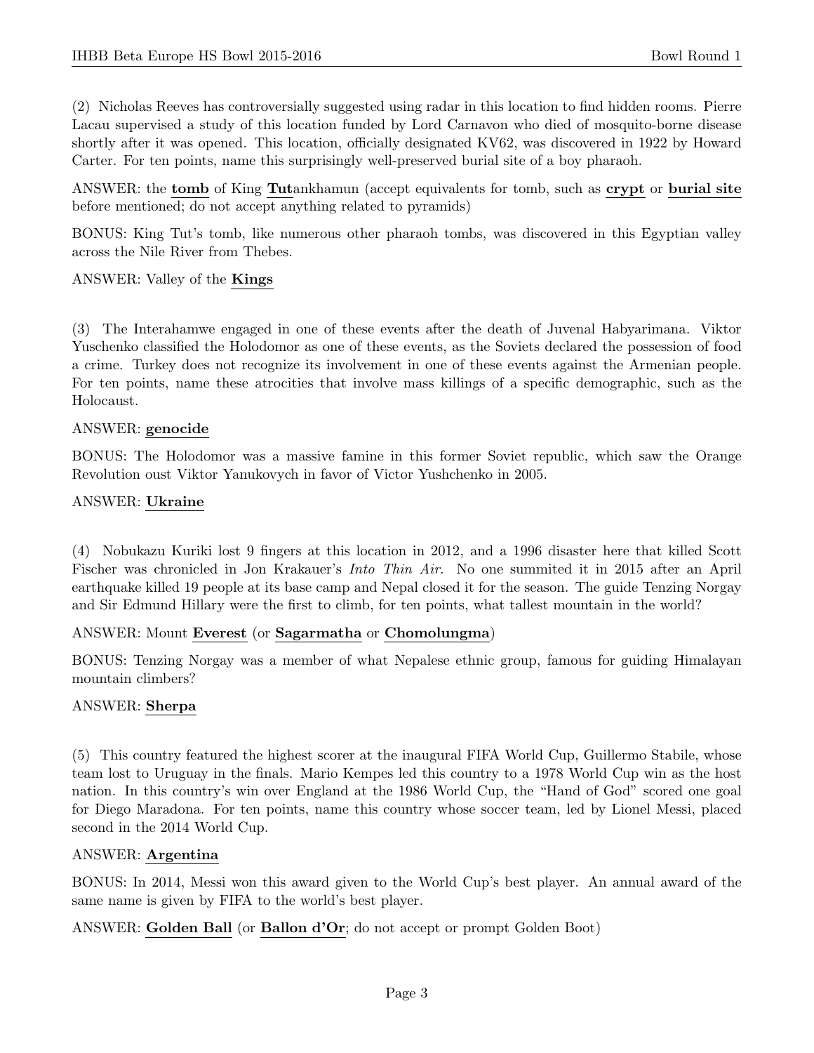(2) Nicholas Reeves has controversially suggested using radar in this location to find hidden rooms. Pierre Lacau supervised a study of this location funded by Lord Carnavon who died of mosquito-borne disease shortly after it was opened. This location, officially designated KV62, was discovered in 1922 by Howard Carter. For ten points, name this surprisingly well-preserved burial site of a boy pharaoh.

ANSWER: the **tomb** of King **Tut**ankhamun (accept equivalents for tomb, such as **crypt** or **burial site** before mentioned; do not accept anything related to pyramids)

BONUS: King Tut's tomb, like numerous other pharaoh tombs, was discovered in this Egyptian valley across the Nile River from Thebes.

ANSWER: Valley of the **Kings**

(3) The Interahamwe engaged in one of these events after the death of Juvenal Habyarimana. Viktor Yuschenko classified the Holodomor as one of these events, as the Soviets declared the possession of food a crime. Turkey does not recognize its involvement in one of these events against the Armenian people. For ten points, name these atrocities that involve mass killings of a specific demographic, such as the Holocaust.

ANSWER: **genocide**

BONUS: The Holodomor was a massive famine in this former Soviet republic, which saw the Orange Revolution oust Viktor Yanukovych in favor of Victor Yushchenko in 2005.

ANSWER: **Ukraine**

(4) Nobukazu Kuriki lost 9 fingers at this location in 2012, and a 1996 disaster here that killed Scott Fischer was chronicled in Jon Krakauer's *Into Thin Air*. No one summited it in 2015 after an April earthquake killed 19 people at its base camp and Nepal closed it for the season. The guide Tenzing Norgay and Sir Edmund Hillary were the first to climb, for ten points, what tallest mountain in the world?

ANSWER: Mount **Everest** (or **Sagarmatha** or **Chomolungma**)

BONUS: Tenzing Norgay was a member of what Nepalese ethnic group, famous for guiding Himalayan mountain climbers?

ANSWER: **Sherpa**

(5) This country featured the highest scorer at the inaugural FIFA World Cup, Guillermo Stabile, whose team lost to Uruguay in the finals. Mario Kempes led this country to a 1978 World Cup win as the host nation. In this country's win over England at the 1986 World Cup, the "Hand of God" scored one goal for Diego Maradona. For ten points, name this country whose soccer team, led by Lionel Messi, placed second in the 2014 World Cup.

ANSWER: **Argentina**

BONUS: In 2014, Messi won this award given to the World Cup's best player. An annual award of the same name is given by FIFA to the world's best player.

ANSWER: **Golden Ball** (or **Ballon d'Or**; do not accept or prompt Golden Boot)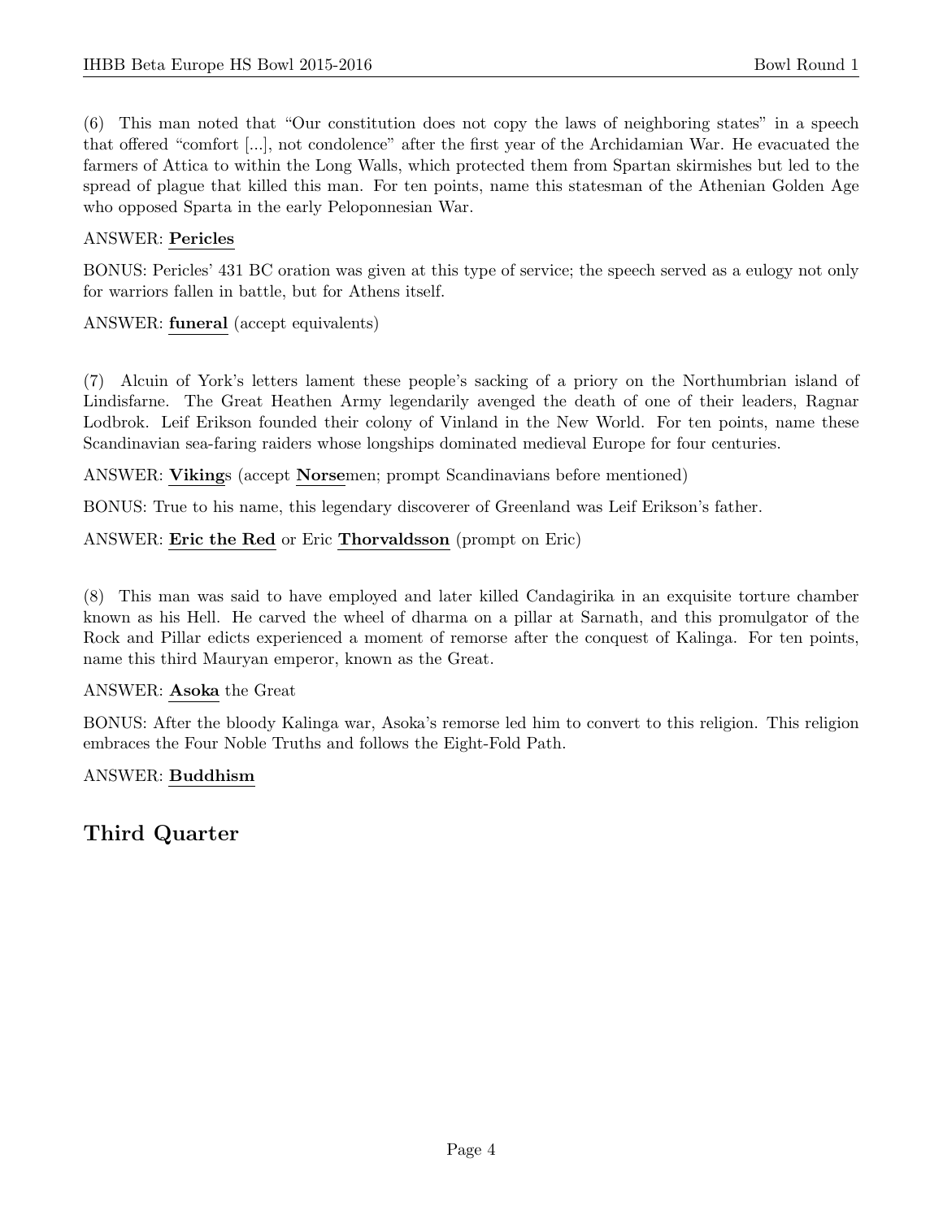(6) This man noted that "Our constitution does not copy the laws of neighboring states" in a speech that offered "comfort [...], not condolence" after the first year of the Archidamian War. He evacuated the farmers of Attica to within the Long Walls, which protected them from Spartan skirmishes but led to the spread of plague that killed this man. For ten points, name this statesman of the Athenian Golden Age who opposed Sparta in the early Peloponnesian War.

ANSWER: **Pericles**

BONUS: Pericles' 431 BC oration was given at this type of service; the speech served as a eulogy not only for warriors fallen in battle, but for Athens itself.

ANSWER: **funeral** (accept equivalents)

(7) Alcuin of York's letters lament these people's sacking of a priory on the Northumbrian island of Lindisfarne. The Great Heathen Army legendarily avenged the death of one of their leaders, Ragnar Lodbrok. Leif Erikson founded their colony of Vinland in the New World. For ten points, name these Scandinavian sea-faring raiders whose longships dominated medieval Europe for four centuries.

ANSWER: **Viking**s (accept **Norse**men; prompt Scandinavians before mentioned)

BONUS: True to his name, this legendary discoverer of Greenland was Leif Erikson's father.

ANSWER: **Eric the Red** or Eric **Thorvaldsson** (prompt on Eric)

(8) This man was said to have employed and later killed Candagirika in an exquisite torture chamber known as his Hell. He carved the wheel of dharma on a pillar at Sarnath, and this promulgator of the Rock and Pillar edicts experienced a moment of remorse after the conquest of Kalinga. For ten points, name this third Mauryan emperor, known as the Great.

ANSWER: **Asoka** the Great

BONUS: After the bloody Kalinga war, Asoka's remorse led him to convert to this religion. This religion embraces the Four Noble Truths and follows the Eight-Fold Path.

ANSWER: **Buddhism**

## Third Quarter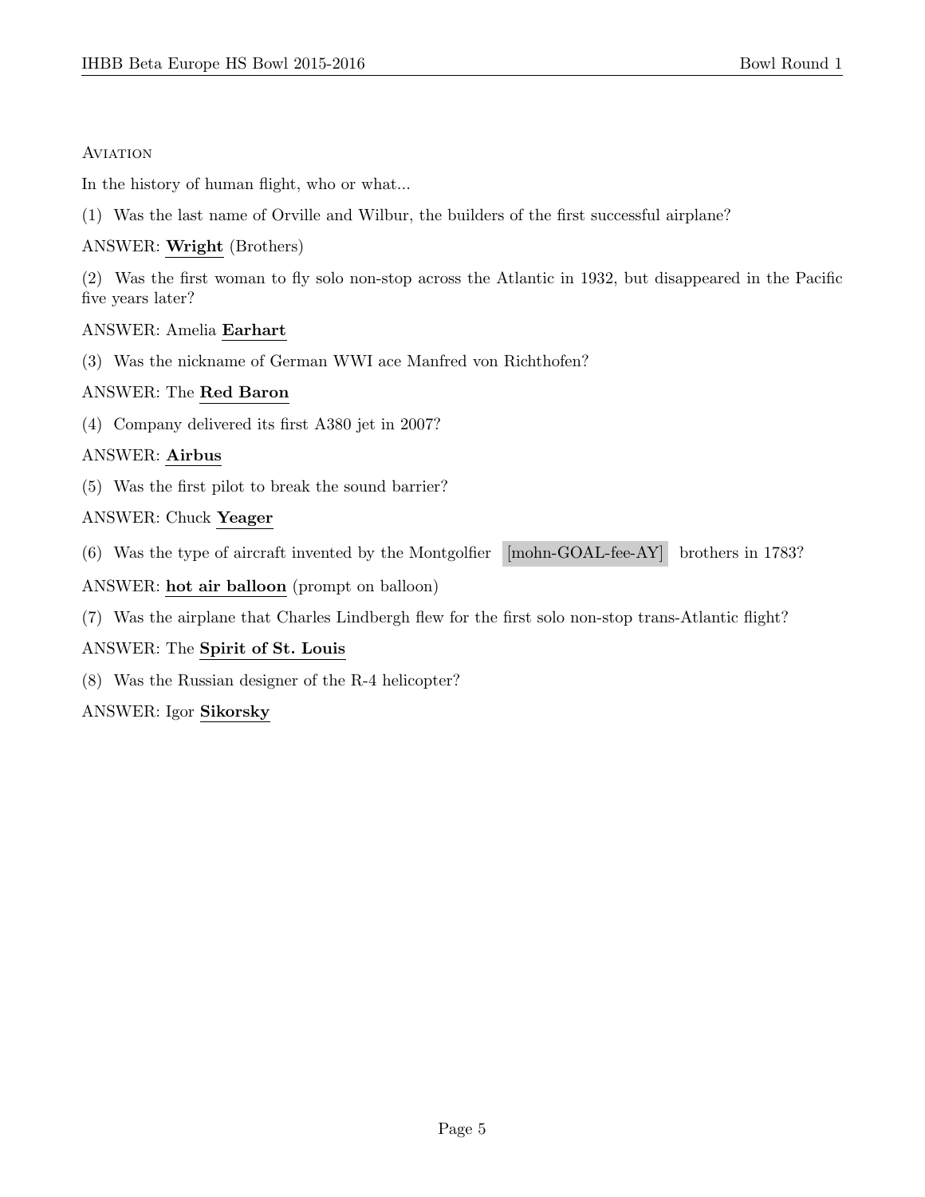## Aviation

In the history of human flight, who or what...

(1) Was the last name of Orville and Wilbur, the builders of the first successful airplane?

ANSWER: **Wright** (Brothers)

(2) Was the first woman to fly solo non-stop across the Atlantic in 1932, but disappeared in the Pacific five years later?

ANSWER: Amelia **Earhart**

(3) Was the nickname of German WWI ace Manfred von Richthofen?

ANSWER: The **Red Baron**

(4) Company delivered its first A380 jet in 2007?

ANSWER: **Airbus**

(5) Was the first pilot to break the sound barrier?

ANSWER: Chuck **Yeager**

(6) Was the type of aircraft invented by the Montgolfier [mohn-GOAL-fee-AY] brothers in 1783?

ANSWER: **hot air balloon** (prompt on balloon)

(7) Was the airplane that Charles Lindbergh flew for the first solo non-stop trans-Atlantic flight?

ANSWER: The **Spirit of St. Louis**

(8) Was the Russian designer of the R-4 helicopter?

ANSWER: Igor **Sikorsky**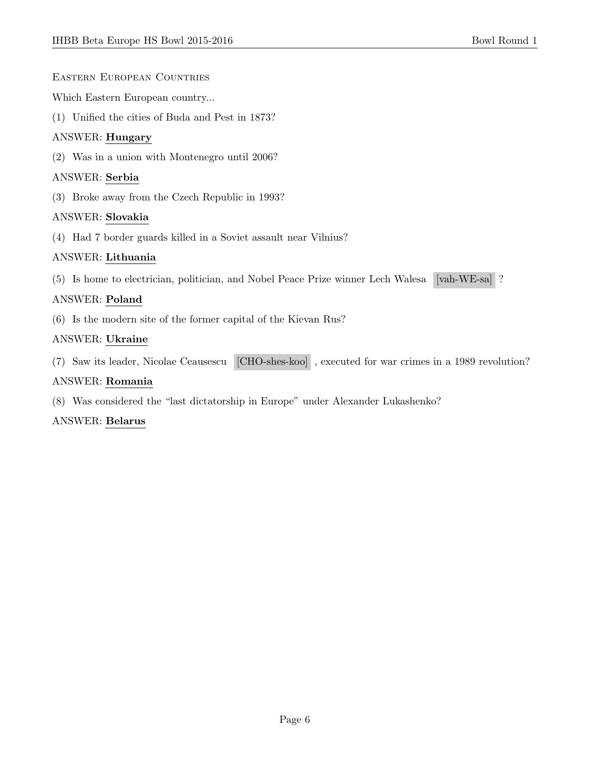Eastern European Countries

Which Eastern European country...

(1) Unified the cities of Buda and Pest in 1873?

ANSWER: **Hungary**

(2) Was in a union with Montenegro until 2006?

ANSWER: **Serbia**

(3) Broke away from the Czech Republic in 1993?

ANSWER: **Slovakia**

(4) Had 7 border guards killed in a Soviet assault near Vilnius?

ANSWER: **Lithuania**

(5) Is home to electrician, politician, and Nobel Peace Prize winner Lech Walesa [vah-WE-sa] ?

ANSWER: **Poland**

(6) Is the modern site of the former capital of the Kievan Rus?

ANSWER: **Ukraine**

(7) Saw its leader, Nicolae Ceausescu [CHO-shes-koo] , executed for war crimes in a 1989 revolution?

ANSWER: **Romania**

(8) Was considered the "last dictatorship in Europe" under Alexander Lukashenko?

ANSWER: **Belarus**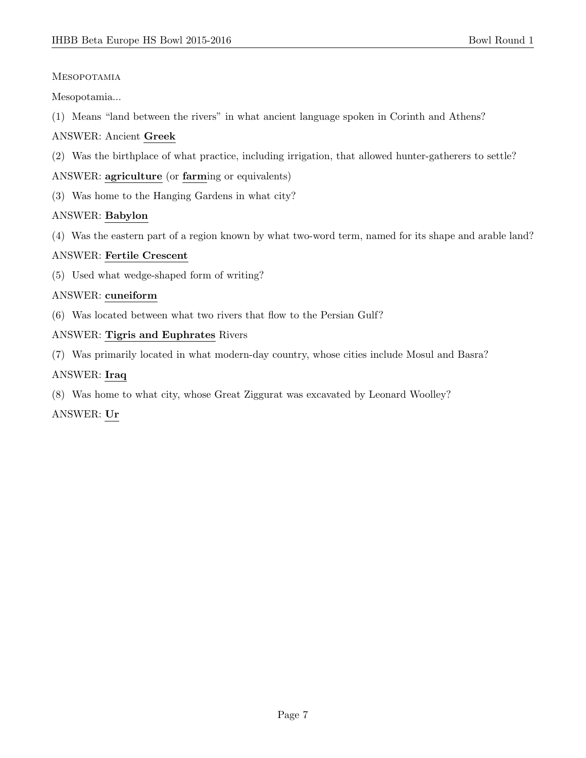### Mesopotamia

Mesopotamia...

(1) Means "land between the rivers" in what ancient language spoken in Corinth and Athens?

ANSWER: Ancient **Greek**

(2) Was the birthplace of what practice, including irrigation, that allowed hunter-gatherers to settle?

ANSWER: **agriculture** (or **farm**ing or equivalents)

(3) Was home to the Hanging Gardens in what city?

ANSWER: **Babylon**

(4) Was the eastern part of a region known by what two-word term, named for its shape and arable land?

ANSWER: **Fertile Crescent**

(5) Used what wedge-shaped form of writing?

ANSWER: **cuneiform**

(6) Was located between what two rivers that flow to the Persian Gulf?

ANSWER: **Tigris and Euphrates** Rivers

(7) Was primarily located in what modern-day country, whose cities include Mosul and Basra?

ANSWER: **Iraq**

(8) Was home to what city, whose Great Ziggurat was excavated by Leonard Woolley?

ANSWER: **Ur**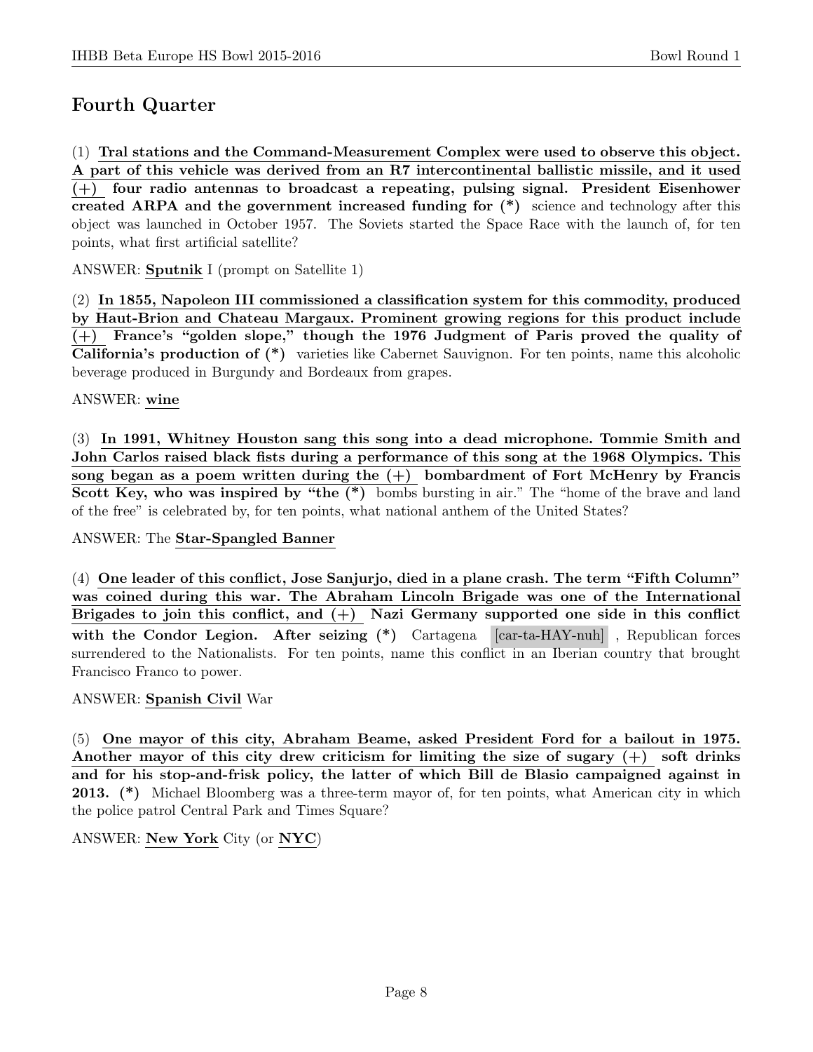## Fourth Quarter

(1) **Tral stations and the Command-Measurement Complex were used to observe this object. A part of this vehicle was derived from an R7 intercontinental ballistic missile, and it used (+) four radio antennas to broadcast a repeating, pulsing signal. President Eisenhower created ARPA and the government increased funding for (*)** science and technology after this object was launched in October 1957. The Soviets started the Space Race with the launch of, for ten points, what first artificial satellite?

ANSWER: **Sputnik** I (prompt on Satellite 1)

(2) **In 1855, Napoleon III commissioned a classification system for this commodity, produced by Haut-Brion and Chateau Margaux. Prominent growing regions for this product include (+) France's "golden slope," though the 1976 Judgment of Paris proved the quality of California's production of (*)** varieties like Cabernet Sauvignon. For ten points, name this alcoholic beverage produced in Burgundy and Bordeaux from grapes.

ANSWER: **wine**

(3) **In 1991, Whitney Houston sang this song into a dead microphone. Tommie Smith and John Carlos raised black fists during a performance of this song at the 1968 Olympics. This song began as a poem written during the (+) bombardment of Fort McHenry by Francis Scott Key, who was inspired by "the (*)** bombs bursting in air." The "home of the brave and land of the free" is celebrated by, for ten points, what national anthem of the United States?

ANSWER: The **Star-Spangled Banner**

(4) **One leader of this conflict, Jose Sanjurjo, died in a plane crash. The term "Fifth Column" was coined during this war. The Abraham Lincoln Brigade was one of the International Brigades to join this conflict, and (+) Nazi Germany supported one side in this conflict with the Condor Legion. After seizing (*)** Cartagena [car-ta-HAY-nuh] , Republican forces surrendered to the Nationalists. For ten points, name this conflict in an Iberian country that brought Francisco Franco to power.

ANSWER: **Spanish Civil** War

(5) **One mayor of this city, Abraham Beame, asked President Ford for a bailout in 1975. Another mayor of this city drew criticism for limiting the size of sugary (+) soft drinks and for his stop-and-frisk policy, the latter of which Bill de Blasio campaigned against in 2013. (*)** Michael Bloomberg was a three-term mayor of, for ten points, what American city in which the police patrol Central Park and Times Square?

ANSWER: **New York** City (or **NYC**)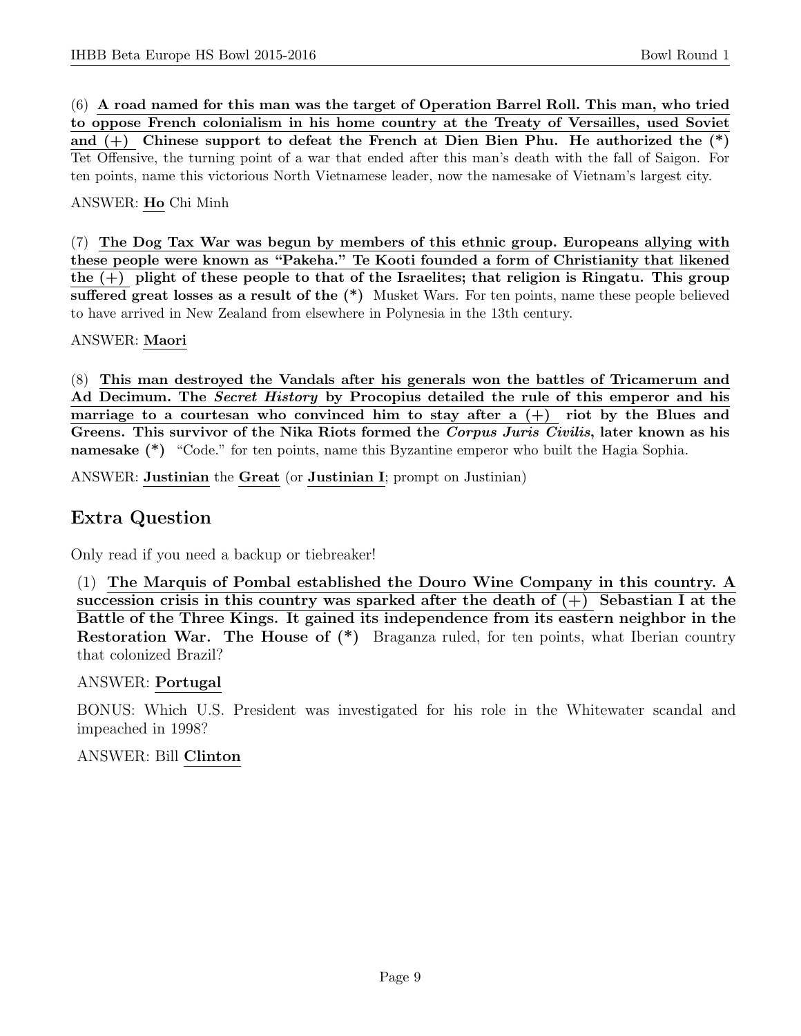(6) **A road named for this man was the target of Operation Barrel Roll. This man, who tried to oppose French colonialism in his home country at the Treaty of Versailles, used Soviet and (+) Chinese support to defeat the French at Dien Bien Phu. He authorized the (*)** Tet Offensive, the turning point of a war that ended after this man's death with the fall of Saigon. For ten points, name this victorious North Vietnamese leader, now the namesake of Vietnam's largest city.

ANSWER: **Ho** Chi Minh

(7) **The Dog Tax War was begun by members of this ethnic group. Europeans allying with these people were known as "Pakeha." Te Kooti founded a form of Christianity that likened the (+) plight of these people to that of the Israelites; that religion is Ringatu. This group suffered great losses as a result of the (*)** Musket Wars. For ten points, name these people believed to have arrived in New Zealand from elsewhere in Polynesia in the 13th century.

ANSWER: **Maori**

(8) **This man destroyed the Vandals after his generals won the battles of Tricamerum and Ad Decimum. The *Secret History* by Procopius detailed the rule of this emperor and his marriage to a courtesan who convinced him to stay after a (+) riot by the Blues and Greens. This survivor of the Nika Riots formed the *Corpus Juris Civilis*, later known as his namesake (*)** "Code." for ten points, name this Byzantine emperor who built the Hagia Sophia.

ANSWER: **Justinian** the **Great** (or **Justinian I**; prompt on Justinian)

## Extra Question

Only read if you need a backup or tiebreaker!

(1) **The Marquis of Pombal established the Douro Wine Company in this country. A succession crisis in this country was sparked after the death of (+) Sebastian I at the Battle of the Three Kings. It gained its independence from its eastern neighbor in the Restoration War. The House of (*)** Braganza ruled, for ten points, what Iberian country that colonized Brazil?

ANSWER: **Portugal**

BONUS: Which U.S. President was investigated for his role in the Whitewater scandal and impeached in 1998?

ANSWER: Bill **Clinton**